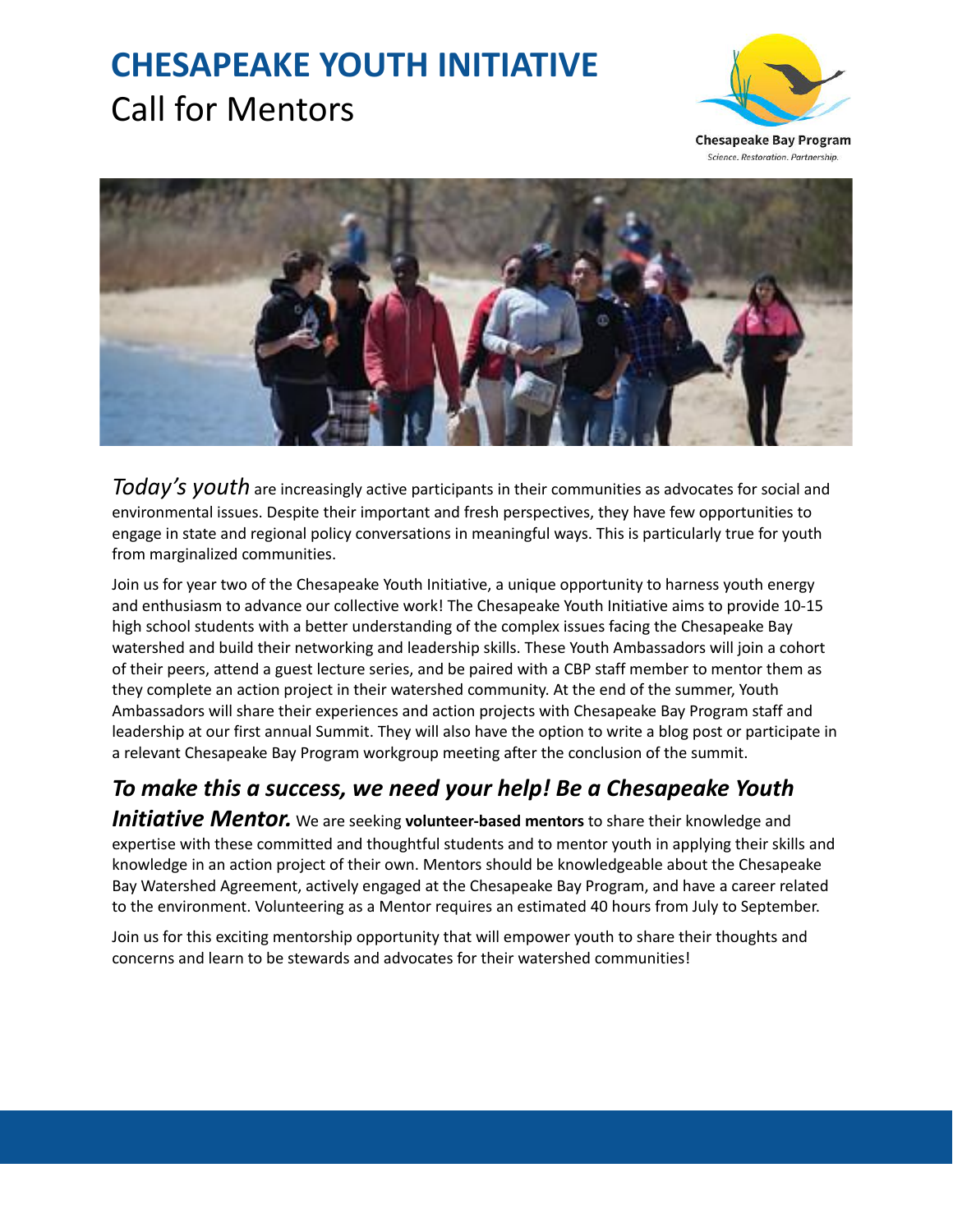# CHESAPEAKE YOUTH INITIATIVE

## Call for Mentors

Chesapeake Bay Program
*Science. Restoration. Partnership.*

*Today's youth* are increasingly active participants in their communities as advocates for social and environmental issues. Despite their important and fresh perspectives, they have few opportunities to engage in state and regional policy conversations in meaningful ways. This is particularly true for youth from marginalized communities.

Join us for year two of the Chesapeake Youth Initiative, a unique opportunity to harness youth energy and enthusiasm to advance our collective work! The Chesapeake Youth Initiative aims to provide 10-15 high school students with a better understanding of the complex issues facing the Chesapeake Bay watershed and build their networking and leadership skills. These Youth Ambassadors will join a cohort of their peers, attend a guest lecture series, and be paired with a CBP staff member to mentor them as they complete an action project in their watershed community. At the end of the summer, Youth Ambassadors will share their experiences and action projects with Chesapeake Bay Program staff and leadership at our first annual Summit. They will also have the option to write a blog post or participate in a relevant Chesapeake Bay Program workgroup meeting after the conclusion of the summit.

### *To make this a success, we need your help! Be a Chesapeake Youth Initiative Mentor.*

We are seeking **volunteer-based mentors** to share their knowledge and expertise with these committed and thoughtful students and to mentor youth in applying their skills and knowledge in an action project of their own. Mentors should be knowledgeable about the Chesapeake Bay Watershed Agreement, actively engaged at the Chesapeake Bay Program, and have a career related to the environment. Volunteering as a Mentor requires an estimated 40 hours from July to September.

Join us for this exciting mentorship opportunity that will empower youth to share their thoughts and concerns and learn to be stewards and advocates for their watershed communities!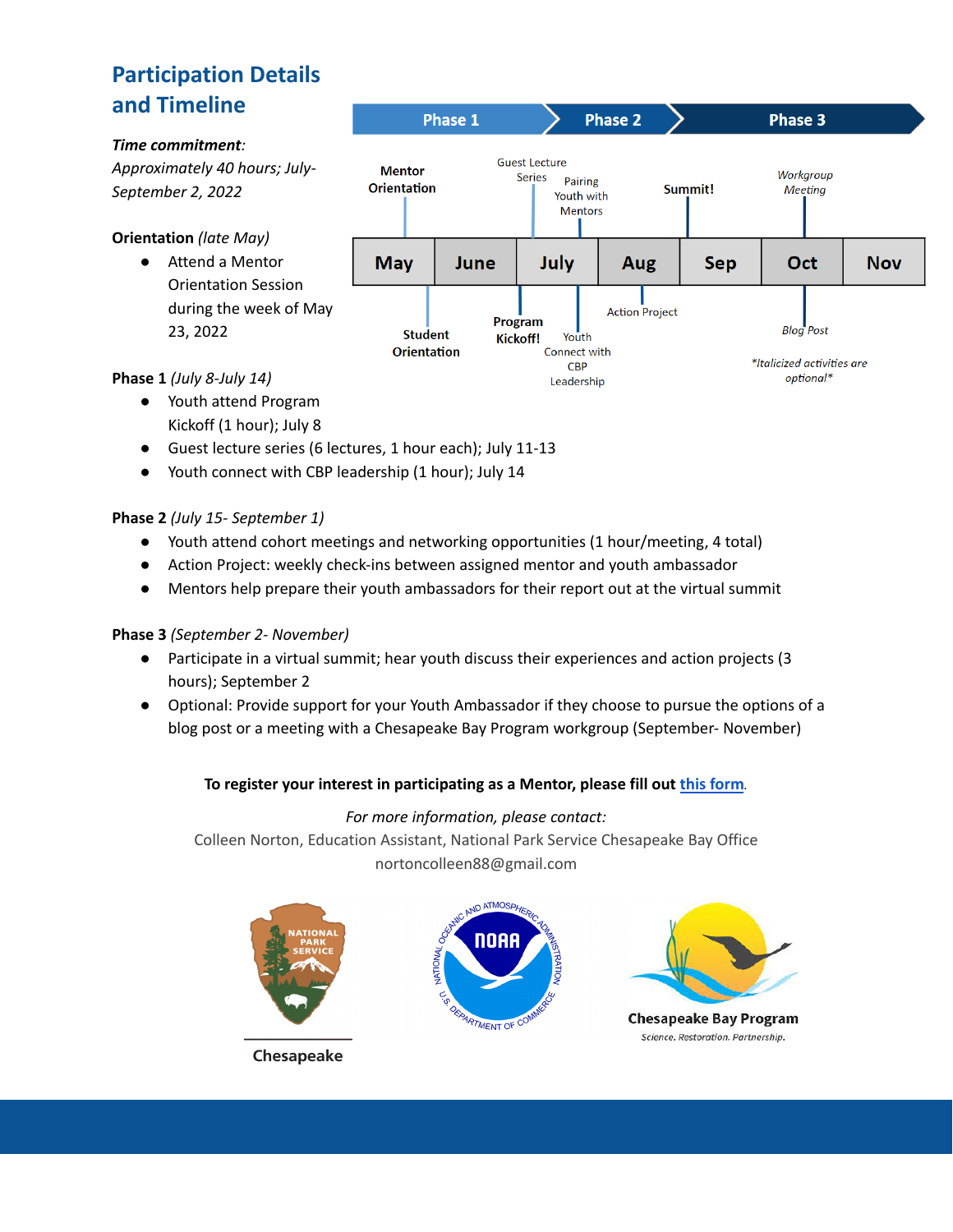## Participation Details and Timeline

Phase 1
Phase 2
Phase 3

Mentor Orientation
Guest Lecture Series
Pairing Youth with Mentors
Summit!
*Workgroup Meeting*

May
June
July
Aug
Sep
Oct
Nov

Student Orientation
Program Kickoff!
Youth Connect with CBP Leadership
Action Project
*Blog Post*

*\*Italicized activities are optional\**

***Time commitment**:*
*Approximately 40 hours; July-September 2, 2022*

**Orientation** *(late May)*

- Attend a Mentor Orientation Session during the week of May 23, 2022

**Phase 1** *(July 8-July 14)*

- Youth attend Program Kickoff (1 hour); July 8
- Guest lecture series (6 lectures, 1 hour each); July 11-13
- Youth connect with CBP leadership (1 hour); July 14

**Phase 2** *(July 15- September 1)*

- Youth attend cohort meetings and networking opportunities (1 hour/meeting, 4 total)
- Action Project: weekly check-ins between assigned mentor and youth ambassador
- Mentors help prepare their youth ambassadors for their report out at the virtual summit

**Phase 3** *(September 2- November)*

- Participate in a virtual summit; hear youth discuss their experiences and action projects (3 hours); September 2
- Optional: Provide support for your Youth Ambassador if they choose to pursue the options of a blog post or a meeting with a Chesapeake Bay Program workgroup (September- November)

**To register your interest in participating as a Mentor, please fill out this form.**

*For more information, please contact:*
Colleen Norton, Education Assistant, National Park Service Chesapeake Bay Office
nortoncolleen88@gmail.com

Chesapeake

Chesapeake Bay Program
Science. Restoration. Partnership.